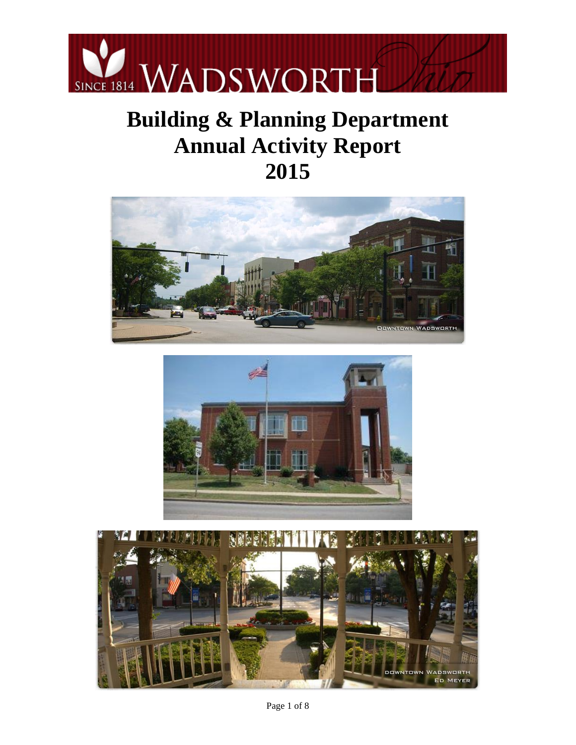# Building & Planning Department Annual Activity Report 2015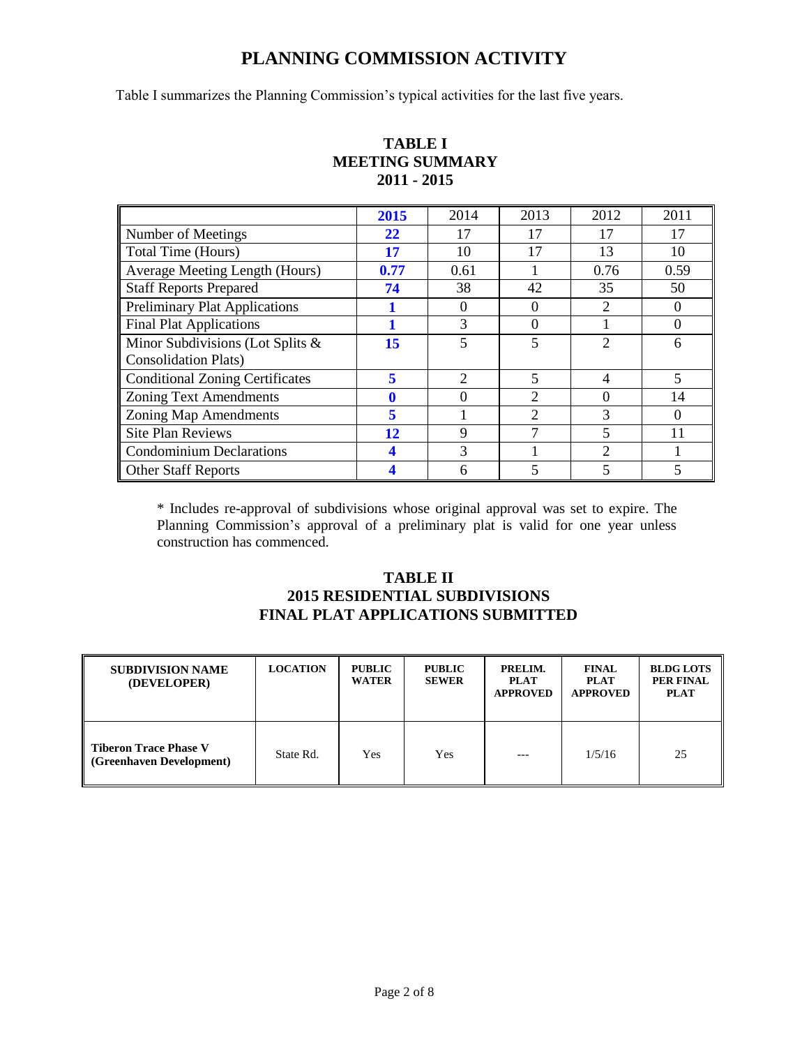# PLANNING COMMISSION ACTIVITY

Table I summarizes the Planning Commission's typical activities for the last five years.

## TABLE I
## MEETING SUMMARY
## 2011 - 2015

| | **2015** | 2014 | 2013 | 2012 | 2011 |
|---|---|---|---|---|---|
| Number of Meetings | **22** | 17 | 17 | 17 | 17 |
| Total Time (Hours) | **17** | 10 | 17 | 13 | 10 |
| Average Meeting Length (Hours) | **0.77** | 0.61 | 1 | 0.76 | 0.59 |
| Staff Reports Prepared | **74** | 38 | 42 | 35 | 50 |
| Preliminary Plat Applications | **1** | 0 | 0 | 2 | 0 |
| Final Plat Applications | **1** | 3 | 0 | 1 | 0 |
| Minor Subdivisions (Lot Splits & Consolidation Plats) | **15** | 5 | 5 | 2 | 6 |
| Conditional Zoning Certificates | **5** | 2 | 5 | 4 | 5 |
| Zoning Text Amendments | **0** | 0 | 2 | 0 | 14 |
| Zoning Map Amendments | **5** | 1 | 2 | 3 | 0 |
| Site Plan Reviews | **12** | 9 | 7 | 5 | 11 |
| Condominium Declarations | **4** | 3 | 1 | 2 | 1 |
| Other Staff Reports | **4** | 6 | 5 | 5 | 5 |

\* Includes re-approval of subdivisions whose original approval was set to expire. The Planning Commission's approval of a preliminary plat is valid for one year unless construction has commenced.

## TABLE II
## 2015 RESIDENTIAL SUBDIVISIONS
## FINAL PLAT APPLICATIONS SUBMITTED

| SUBDIVISION NAME (DEVELOPER) | LOCATION | PUBLIC WATER | PUBLIC SEWER | PRELIM. PLAT APPROVED | FINAL PLAT APPROVED | BLDG LOTS PER FINAL PLAT |
|---|---|---|---|---|---|---|
| **Tiberon Trace Phase V (Greenhaven Development)** | State Rd. | Yes | Yes | --- | 1/5/16 | 25 |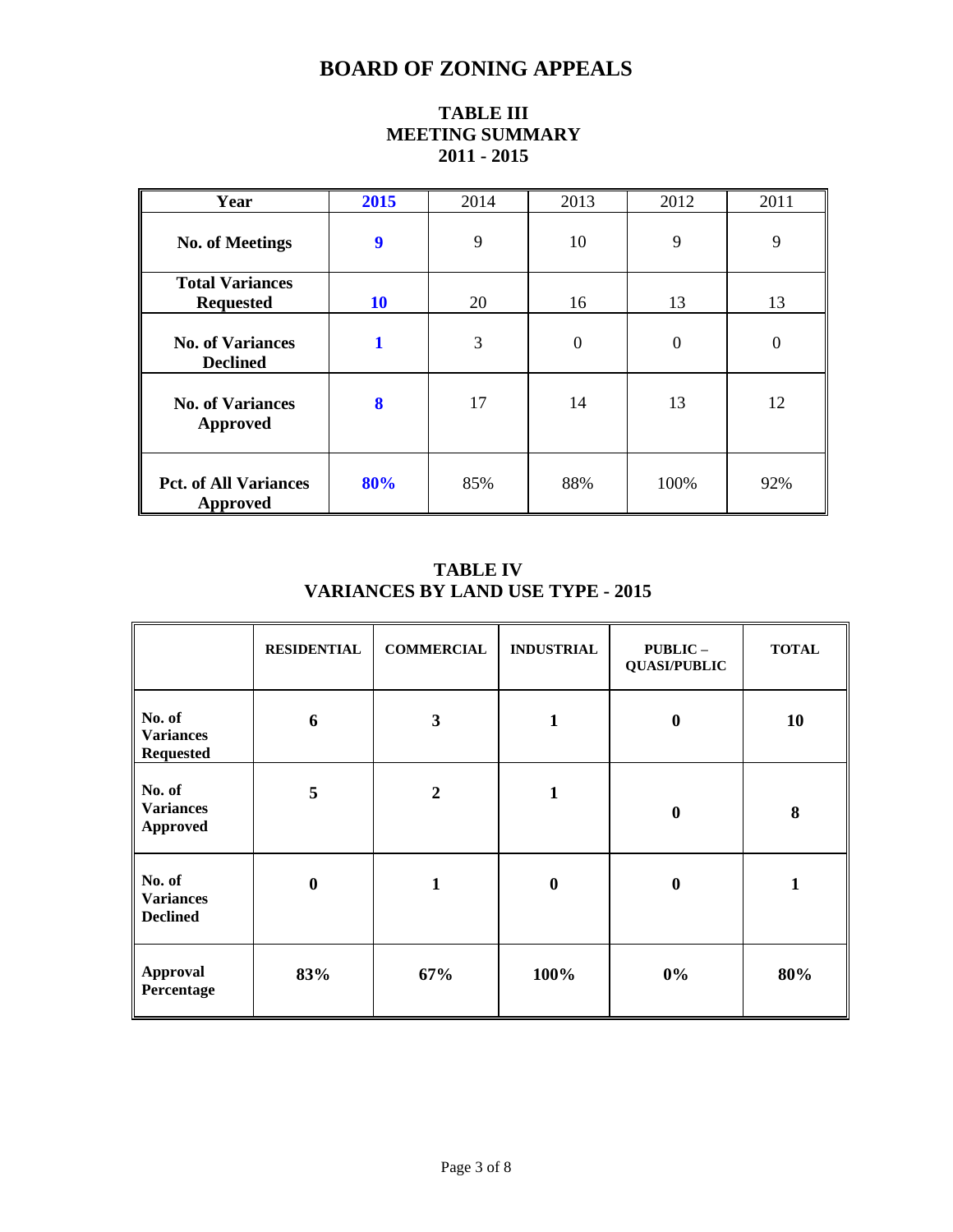# BOARD OF ZONING APPEALS

## TABLE III
## MEETING SUMMARY
## 2011 - 2015

| Year | 2015 | 2014 | 2013 | 2012 | 2011 |
|---|---|---|---|---|---|
| No. of Meetings | 9 | 9 | 10 | 9 | 9 |
| Total Variances Requested | 10 | 20 | 16 | 13 | 13 |
| No. of Variances Declined | 1 | 3 | 0 | 0 | 0 |
| No. of Variances Approved | 8 | 17 | 14 | 13 | 12 |
| Pct. of All Variances Approved | 80% | 85% | 88% | 100% | 92% |

## TABLE IV
## VARIANCES BY LAND USE TYPE - 2015

| | RESIDENTIAL | COMMERCIAL | INDUSTRIAL | PUBLIC – QUASI/PUBLIC | TOTAL |
|---|---|---|---|---|---|
| No. of Variances Requested | 6 | 3 | 1 | 0 | 10 |
| No. of Variances Approved | 5 | 2 | 1 | 0 | 8 |
| No. of Variances Declined | 0 | 1 | 0 | 0 | 1 |
| Approval Percentage | 83% | 67% | 100% | 0% | 80% |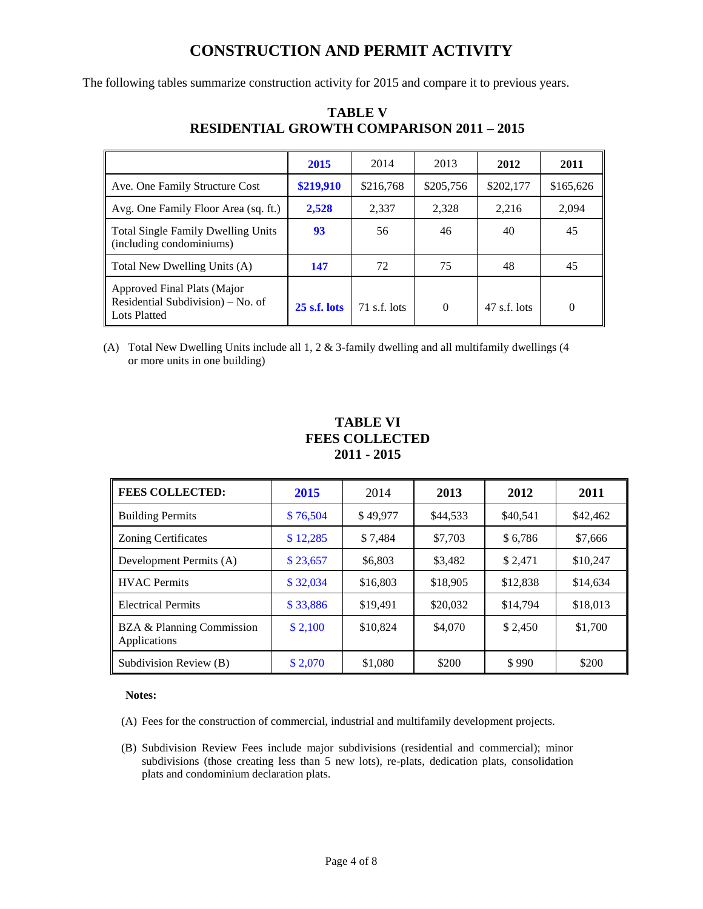# CONSTRUCTION AND PERMIT ACTIVITY

The following tables summarize construction activity for 2015 and compare it to previous years.

## TABLE V
## RESIDENTIAL GROWTH COMPARISON 2011 – 2015

| | **2015** | 2014 | 2013 | **2012** | **2011** |
|---|---|---|---|---|---|
| Ave. One Family Structure Cost | **$219,910** | $216,768 | $205,756 | $202,177 | $165,626 |
| Avg. One Family Floor Area (sq. ft.) | **2,528** | 2,337 | 2,328 | 2,216 | 2,094 |
| Total Single Family Dwelling Units (including condominiums) | **93** | 56 | 46 | 40 | 45 |
| Total New Dwelling Units (A) | **147** | 72 | 75 | 48 | 45 |
| Approved Final Plats (Major Residential Subdivision) – No. of Lots Platted | **25 s.f. lots** | 71 s.f. lots | 0 | 47 s.f. lots | 0 |

(A) Total New Dwelling Units include all 1, 2 & 3-family dwelling and all multifamily dwellings (4 or more units in one building)

## TABLE VI
## FEES COLLECTED
## 2011 - 2015

| **FEES COLLECTED:** | **2015** | 2014 | **2013** | **2012** | **2011** |
|---|---|---|---|---|---|
| Building Permits | $ 76,504 | $ 49,977 | $44,533 | $40,541 | $42,462 |
| Zoning Certificates | $ 12,285 | $ 7,484 | $7,703 | $ 6,786 | $7,666 |
| Development Permits (A) | $ 23,657 | $6,803 | $3,482 | $ 2,471 | $10,247 |
| HVAC Permits | $ 32,034 | $16,803 | $18,905 | $12,838 | $14,634 |
| Electrical Permits | $ 33,886 | $19,491 | $20,032 | $14,794 | $18,013 |
| BZA & Planning Commission Applications | $ 2,100 | $10,824 | $4,070 | $ 2,450 | $1,700 |
| Subdivision Review (B) | $ 2,070 | $1,080 | $200 | $ 990 | $200 |

**Notes:**

(A) Fees for the construction of commercial, industrial and multifamily development projects.

(B) Subdivision Review Fees include major subdivisions (residential and commercial); minor subdivisions (those creating less than 5 new lots), re-plats, dedication plats, consolidation plats and condominium declaration plats.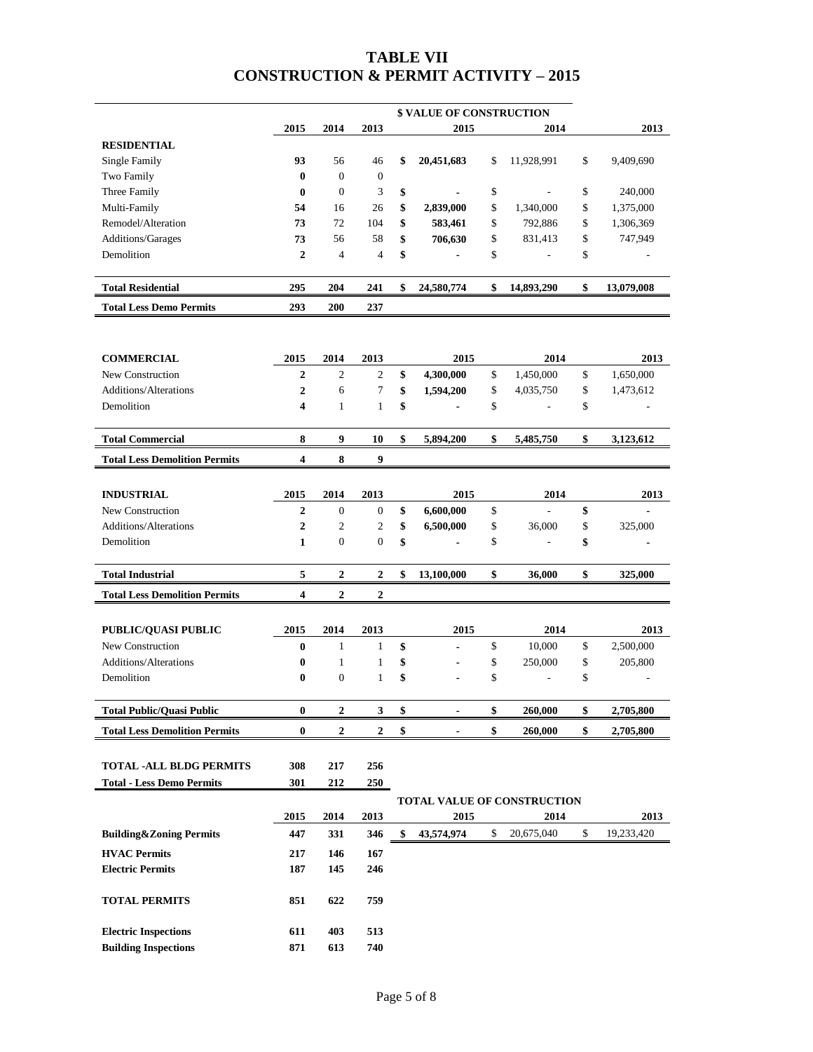# TABLE VII
# CONSTRUCTION & PERMIT ACTIVITY – 2015

| | | | | $ VALUE OF CONSTRUCTION | | |
|---|---|---|---|---|---|---|
| | **2015** | **2014** | **2013** | **2015** | **2014** | **2013** |
| **RESIDENTIAL** | | | | | | |
| Single Family | **93** | 56 | 46 | **$ 20,451,683** | $ 11,928,991 | $ 9,409,690 |
| Two Family | **0** | 0 | 0 | | | |
| Three Family | **0** | 0 | 3 | **$ -** | $ - | $ 240,000 |
| Multi-Family | **54** | 16 | 26 | **$ 2,839,000** | $ 1,340,000 | $ 1,375,000 |
| Remodel/Alteration | **73** | 72 | 104 | **$ 583,461** | $ 792,886 | $ 1,306,369 |
| Additions/Garages | **73** | 56 | 58 | **$ 706,630** | $ 831,413 | $ 747,949 |
| Demolition | **2** | 4 | 4 | **$ -** | $ - | $ - |
| **Total Residential** | **295** | **204** | **241** | **$ 24,580,774** | **$ 14,893,290** | **$ 13,079,008** |
| **Total Less Demo Permits** | **293** | **200** | **237** | | | |

| **COMMERCIAL** | **2015** | **2014** | **2013** | **2015** | **2014** | **2013** |
|---|---|---|---|---|---|---|
| New Construction | **2** | 2 | 2 | **$ 4,300,000** | $ 1,450,000 | $ 1,650,000 |
| Additions/Alterations | **2** | 6 | 7 | **$ 1,594,200** | $ 4,035,750 | $ 1,473,612 |
| Demolition | **4** | 1 | 1 | **$ -** | $ - | $ - |
| **Total Commercial** | **8** | **9** | **10** | **$ 5,894,200** | **$ 5,485,750** | **$ 3,123,612** |
| **Total Less Demolition Permits** | **4** | **8** | **9** | | | |

| **INDUSTRIAL** | **2015** | **2014** | **2013** | **2015** | **2014** | **2013** |
|---|---|---|---|---|---|---|
| New Construction | **2** | 0 | 0 | **$ 6,600,000** | $ - | **$ -** |
| Additions/Alterations | **2** | 2 | 2 | **$ 6,500,000** | $ 36,000 | $ 325,000 |
| Demolition | **1** | 0 | 0 | **$ -** | $ - | **$ -** |
| **Total Industrial** | **5** | **2** | **2** | **$ 13,100,000** | **$ 36,000** | **$ 325,000** |
| **Total Less Demolition Permits** | **4** | **2** | **2** | | | |

| **PUBLIC/QUASI PUBLIC** | **2015** | **2014** | **2013** | **2015** | **2014** | **2013** |
|---|---|---|---|---|---|---|
| New Construction | **0** | 1 | 1 | **$ -** | $ 10,000 | $ 2,500,000 |
| Additions/Alterations | **0** | 1 | 1 | **$ -** | $ 250,000 | $ 205,800 |
| Demolition | **0** | 0 | 1 | **$ -** | $ - | $ - |
| **Total Public/Quasi Public** | **0** | **2** | **3** | **$ -** | **$ 260,000** | **$ 2,705,800** |
| **Total Less Demolition Permits** | **0** | **2** | **2** | **$ -** | **$ 260,000** | **$ 2,705,800** |

| | | | | | | |
|---|---|---|---|---|---|---|
| **TOTAL -ALL BLDG PERMITS** | **308** | **217** | **256** | | | |
| **Total - Less Demo Permits** | **301** | **212** | **250** | | | |
| | | | | **TOTAL VALUE OF CONSTRUCTION** | | |
| | **2015** | **2014** | **2013** | **2015** | **2014** | **2013** |
| **Building&Zoning Permits** | **447** | **331** | **346** | **$ 43,574,974** | $ 20,675,040 | $ 19,233,420 |
| **HVAC Permits** | **217** | **146** | **167** | | | |
| **Electric Permits** | **187** | **145** | **246** | | | |
| **TOTAL PERMITS** | **851** | **622** | **759** | | | |
| **Electric Inspections** | **611** | **403** | **513** | | | |
| **Building Inspections** | **871** | **613** | **740** | | | |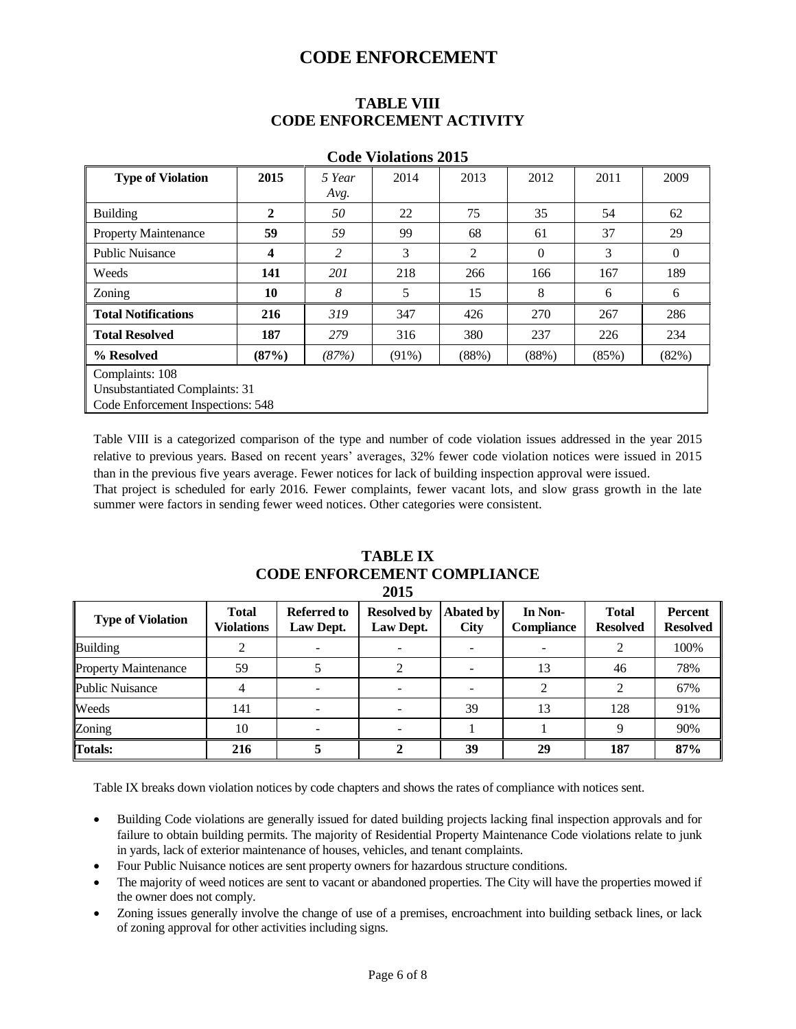# CODE ENFORCEMENT

## TABLE VIII
## CODE ENFORCEMENT ACTIVITY

### Code Violations 2015

| Type of Violation | 2015 | *5 Year Avg.* | 2014 | 2013 | 2012 | 2011 | 2009 |
|---|---|---|---|---|---|---|---|
| Building | **2** | *50* | 22 | 75 | 35 | 54 | 62 |
| Property Maintenance | **59** | *59* | 99 | 68 | 61 | 37 | 29 |
| Public Nuisance | **4** | *2* | 3 | 2 | 0 | 3 | 0 |
| Weeds | **141** | *201* | 218 | 266 | 166 | 167 | 189 |
| Zoning | **10** | *8* | 5 | 15 | 8 | 6 | 6 |
| **Total Notifications** | **216** | *319* | 347 | 426 | 270 | 267 | 286 |
| **Total Resolved** | **187** | *279* | 316 | 380 | 237 | 226 | 234 |
| **% Resolved** | **(87%)** | *(87%)* | (91%) | (88%) | (88%) | (85%) | (82%) |

Complaints: 108
Unsubstantiated Complaints: 31
Code Enforcement Inspections: 548

Table VIII is a categorized comparison of the type and number of code violation issues addressed in the year 2015 relative to previous years. Based on recent years' averages, 32% fewer code violation notices were issued in 2015 than in the previous five years average. Fewer notices for lack of building inspection approval were issued. That project is scheduled for early 2016. Fewer complaints, fewer vacant lots, and slow grass growth in the late summer were factors in sending fewer weed notices. Other categories were consistent.

## TABLE IX
## CODE ENFORCEMENT COMPLIANCE
## 2015

| Type of Violation | Total Violations | Referred to Law Dept. | Resolved by Law Dept. | Abated by City | In Non-Compliance | Total Resolved | Percent Resolved |
|---|---|---|---|---|---|---|---|
| Building | 2 | - | - | - | - | 2 | 100% |
| Property Maintenance | 59 | 5 | 2 | - | 13 | 46 | 78% |
| Public Nuisance | 4 | - | - | - | 2 | 2 | 67% |
| Weeds | 141 | - | - | 39 | 13 | 128 | 91% |
| Zoning | 10 | - | - | 1 | 1 | 9 | 90% |
| **Totals:** | **216** | **5** | **2** | **39** | **29** | **187** | **87%** |

Table IX breaks down violation notices by code chapters and shows the rates of compliance with notices sent.

- Building Code violations are generally issued for dated building projects lacking final inspection approvals and for failure to obtain building permits. The majority of Residential Property Maintenance Code violations relate to junk in yards, lack of exterior maintenance of houses, vehicles, and tenant complaints.
- Four Public Nuisance notices are sent property owners for hazardous structure conditions.
- The majority of weed notices are sent to vacant or abandoned properties. The City will have the properties mowed if the owner does not comply.
- Zoning issues generally involve the change of use of a premises, encroachment into building setback lines, or lack of zoning approval for other activities including signs.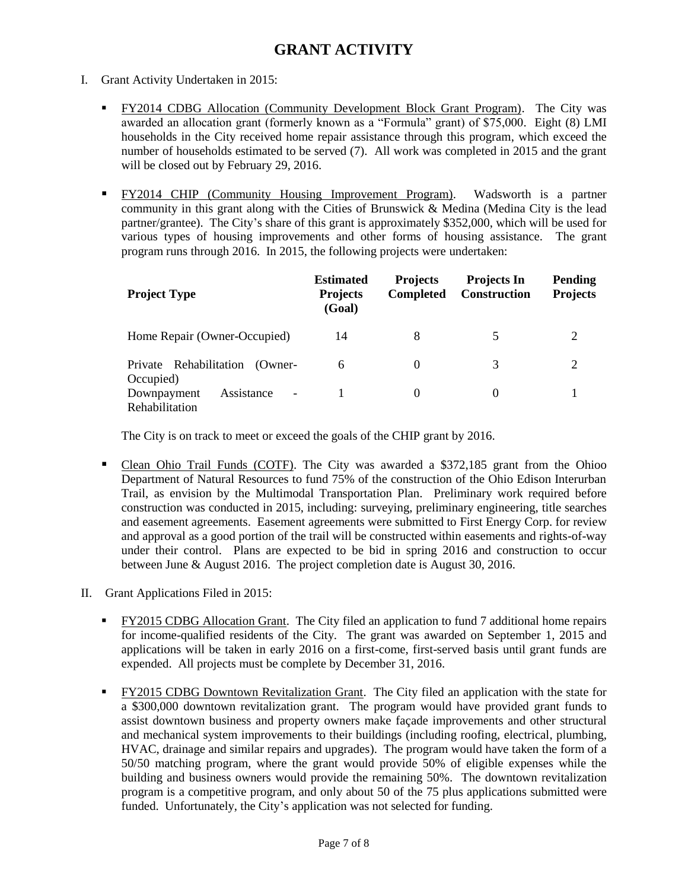# GRANT ACTIVITY

I. Grant Activity Undertaken in 2015:

- FY2014 CDBG Allocation (Community Development Block Grant Program). The City was awarded an allocation grant (formerly known as a "Formula" grant) of $75,000. Eight (8) LMI households in the City received home repair assistance through this program, which exceed the number of households estimated to be served (7). All work was completed in 2015 and the grant will be closed out by February 29, 2016.

- FY2014 CHIP (Community Housing Improvement Program). Wadsworth is a partner community in this grant along with the Cities of Brunswick & Medina (Medina City is the lead partner/grantee). The City's share of this grant is approximately $352,000, which will be used for various types of housing improvements and other forms of housing assistance. The grant program runs through 2016. In 2015, the following projects were undertaken:

| Project Type | Estimated Projects (Goal) | Projects Completed | Projects In Construction | Pending Projects |
|---|---|---|---|---|
| Home Repair (Owner-Occupied) | 14 | 8 | 5 | 2 |
| Private Rehabilitation (Owner-Occupied) | 6 | 0 | 3 | 2 |
| Downpayment Assistance - Rehabilitation | 1 | 0 | 0 | 1 |

The City is on track to meet or exceed the goals of the CHIP grant by 2016.

- Clean Ohio Trail Funds (COTF). The City was awarded a $372,185 grant from the Ohioo Department of Natural Resources to fund 75% of the construction of the Ohio Edison Interurban Trail, as envision by the Multimodal Transportation Plan. Preliminary work required before construction was conducted in 2015, including: surveying, preliminary engineering, title searches and easement agreements. Easement agreements were submitted to First Energy Corp. for review and approval as a good portion of the trail will be constructed within easements and rights-of-way under their control. Plans are expected to be bid in spring 2016 and construction to occur between June & August 2016. The project completion date is August 30, 2016.

II. Grant Applications Filed in 2015:

- FY2015 CDBG Allocation Grant. The City filed an application to fund 7 additional home repairs for income-qualified residents of the City. The grant was awarded on September 1, 2015 and applications will be taken in early 2016 on a first-come, first-served basis until grant funds are expended. All projects must be complete by December 31, 2016.

- FY2015 CDBG Downtown Revitalization Grant. The City filed an application with the state for a $300,000 downtown revitalization grant. The program would have provided grant funds to assist downtown business and property owners make façade improvements and other structural and mechanical system improvements to their buildings (including roofing, electrical, plumbing, HVAC, drainage and similar repairs and upgrades). The program would have taken the form of a 50/50 matching program, where the grant would provide 50% of eligible expenses while the building and business owners would provide the remaining 50%. The downtown revitalization program is a competitive program, and only about 50 of the 75 plus applications submitted were funded. Unfortunately, the City's application was not selected for funding.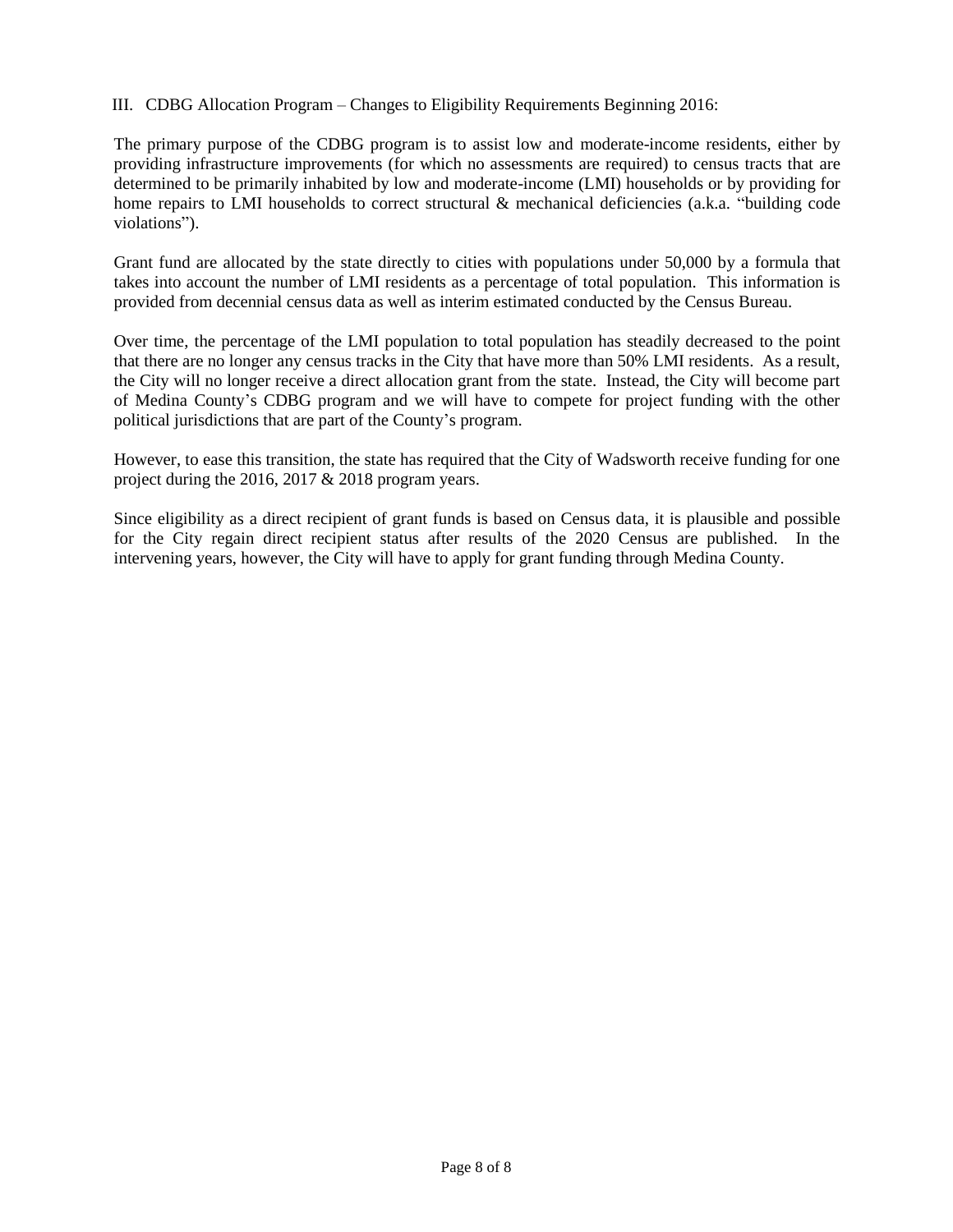## III. CDBG Allocation Program – Changes to Eligibility Requirements Beginning 2016:

The primary purpose of the CDBG program is to assist low and moderate-income residents, either by providing infrastructure improvements (for which no assessments are required) to census tracts that are determined to be primarily inhabited by low and moderate-income (LMI) households or by providing for home repairs to LMI households to correct structural & mechanical deficiencies (a.k.a. "building code violations").

Grant fund are allocated by the state directly to cities with populations under 50,000 by a formula that takes into account the number of LMI residents as a percentage of total population. This information is provided from decennial census data as well as interim estimated conducted by the Census Bureau.

Over time, the percentage of the LMI population to total population has steadily decreased to the point that there are no longer any census tracks in the City that have more than 50% LMI residents. As a result, the City will no longer receive a direct allocation grant from the state. Instead, the City will become part of Medina County's CDBG program and we will have to compete for project funding with the other political jurisdictions that are part of the County's program.

However, to ease this transition, the state has required that the City of Wadsworth receive funding for one project during the 2016, 2017 & 2018 program years.

Since eligibility as a direct recipient of grant funds is based on Census data, it is plausible and possible for the City regain direct recipient status after results of the 2020 Census are published. In the intervening years, however, the City will have to apply for grant funding through Medina County.